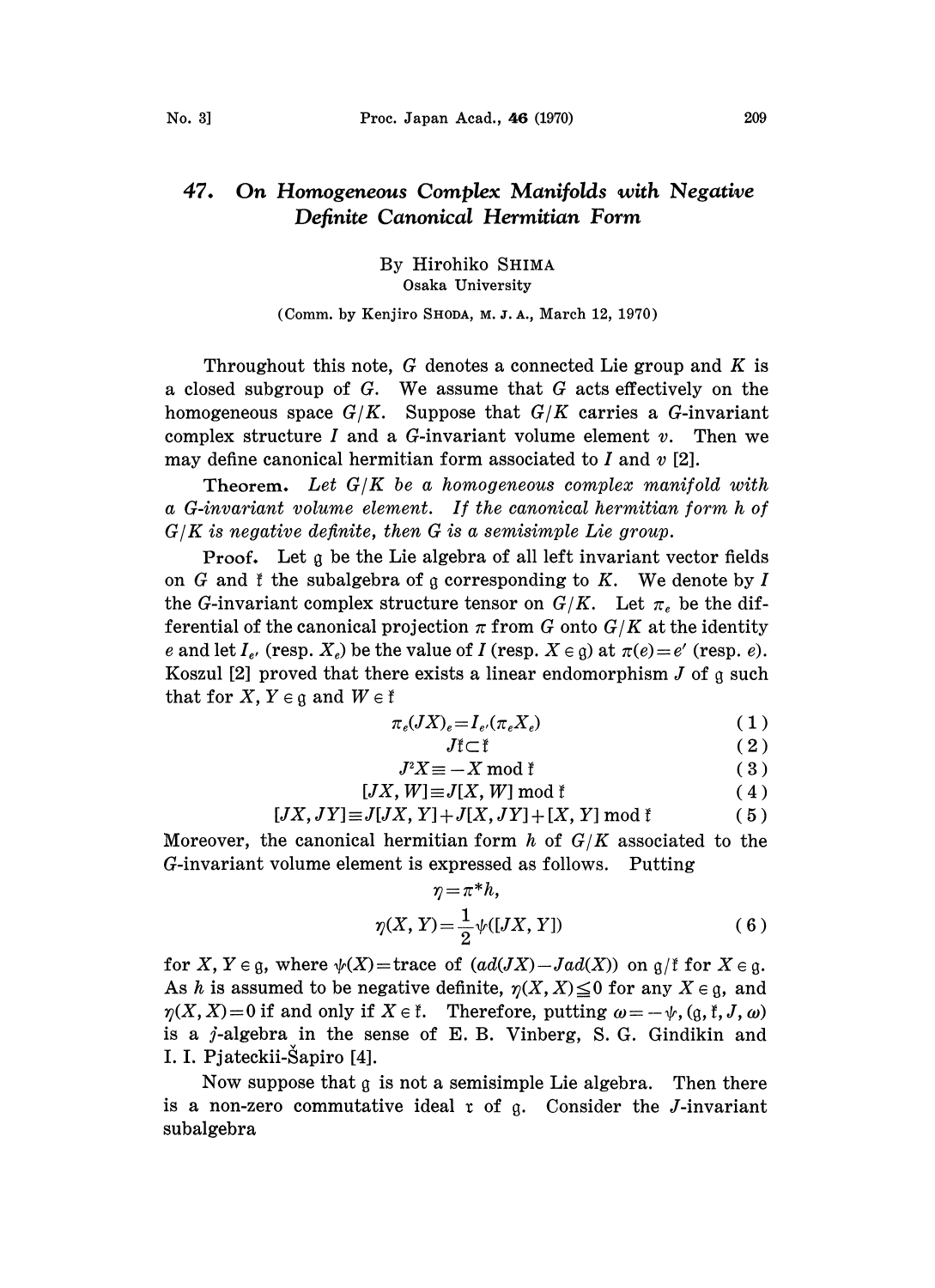# 47. On Homogeneous Complex Manifolds with Negative Definite Canonical Hermitian Form

By Hirohiko SHIMA

Osaka University

(Comm. by Kenjiro SHODA, M. J. A., March 12, 1970)

Throughout this note, $G$ denotes a connected Lie group and $K$ is a closed subgroup of $G$. We assume that $G$ acts effectively on the homogeneous space $G/K$. Suppose that $G/K$ carries a $G$-invariant complex structure $I$ and a $G$-invariant volume element $v$. Then we may define canonical hermitian form associated to $I$ and $v$ [2].

**Theorem.** *Let $G/K$ be a homogeneous complex manifold with a $G$-invariant volume element. If the canonical hermitian form $h$ of $G/K$ is negative definite, then $G$ is a semisimple Lie group.*

**Proof.** Let $\mathfrak{g}$ be the Lie algebra of all left invariant vector fields on $G$ and $\mathfrak{k}$ the subalgebra of $\mathfrak{g}$ corresponding to $K$. We denote by $I$ the $G$-invariant complex structure tensor on $G/K$. Let $\pi_e$ be the differential of the canonical projection $\pi$ from $G$ onto $G/K$ at the identity $e$ and let $I_{e'}$ (resp. $X_e$) be the value of $I$ (resp. $X \in \mathfrak{g}$) at $\pi(e)=e'$ (resp. $e$). Koszul [2] proved that there exists a linear endomorphism $J$ of $\mathfrak{g}$ such that for $X, Y \in \mathfrak{g}$ and $W \in \mathfrak{k}$

$$\pi_e(JX)_e = I_{e'}(\pi_e X_e) \tag{1}$$

$$J\mathfrak{k} \subset \mathfrak{k} \tag{2}$$

$$J^2X \equiv -X \bmod \mathfrak{k} \tag{3}$$

$$[JX, W] \equiv J[X, W] \bmod \mathfrak{k} \tag{4}$$

$$[JX, JY] \equiv J[JX, Y] + J[X, JY] + [X, Y] \bmod \mathfrak{k} \tag{5}$$

Moreover, the canonical hermitian form $h$ of $G/K$ associated to the $G$-invariant volume element is expressed as follows. Putting

$$\eta = \pi^* h,$$

$$\eta(X, Y) = \frac{1}{2}\psi([JX, Y]) \tag{6}$$

for $X, Y \in \mathfrak{g}$, where $\psi(X)=$ trace of $(ad(JX) - Jad(X))$ on $\mathfrak{g}/\mathfrak{k}$ for $X \in \mathfrak{g}$. As $h$ is assumed to be negative definite, $\eta(X, X) \leqq 0$ for any $X \in \mathfrak{g}$, and $\eta(X, X)=0$ if and only if $X \in \mathfrak{k}$. Therefore, putting $\omega = -\psi$, $(\mathfrak{g}, \mathfrak{k}, J, \omega)$ is a $j$-algebra in the sense of E. B. Vinberg, S. G. Gindikin and I. I. Pjateckii-Šapiro [4].

Now suppose that $\mathfrak{g}$ is not a semisimple Lie algebra. Then there is a non-zero commutative ideal $\mathfrak{r}$ of $\mathfrak{g}$. Consider the $J$-invariant subalgebra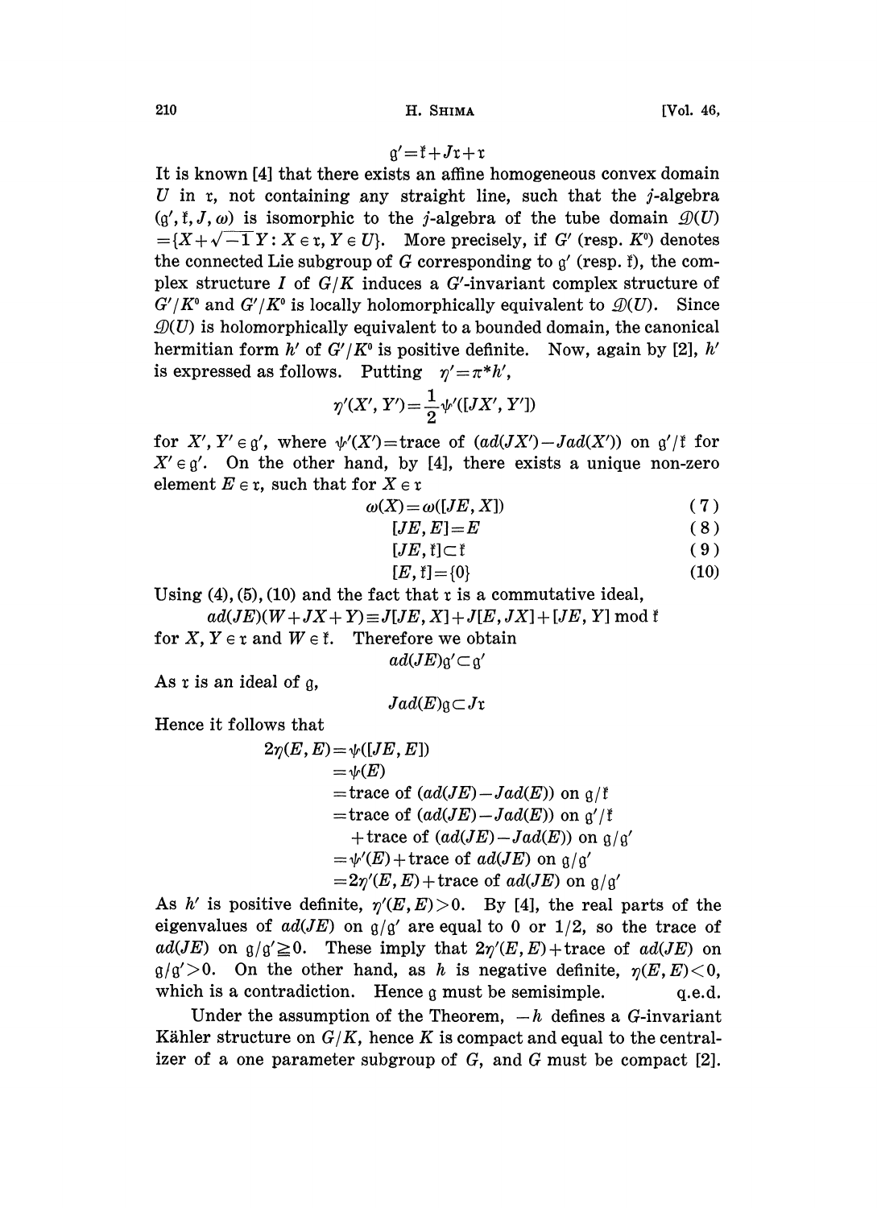$$\mathfrak{g}' = \mathfrak{k} + J\mathfrak{r} + \mathfrak{r}$$

It is known [4] that there exists an affine homogeneous convex domain $U$ in $\mathfrak{r}$, not containing any straight line, such that the $j$-algebra $(\mathfrak{g}', \mathfrak{k}, J, \omega)$ is isomorphic to the $j$-algebra of the tube domain $\mathcal{D}(U) = \{X + \sqrt{-1}\,Y : X \in \mathfrak{r}, Y \in U\}$. More precisely, if $G'$ (resp. $K^0$) denotes the connected Lie subgroup of $G$ corresponding to $\mathfrak{g}'$ (resp. $\mathfrak{k}$), the complex structure $I$ of $G/K$ induces a $G'$-invariant complex structure of $G'/K^0$ and $G'/K^0$ is locally holomorphically equivalent to $\mathcal{D}(U)$. Since $\mathcal{D}(U)$ is holomorphically equivalent to a bounded domain, the canonical hermitian form $h'$ of $G'/K^0$ is positive definite. Now, again by [2], $h'$ is expressed as follows. Putting $\eta' = \pi^* h'$,

$$\eta'(X', Y') = \frac{1}{2}\psi'([JX', Y'])$$

for $X', Y' \in \mathfrak{g}'$, where $\psi'(X') = $ trace of $(ad(JX') - Jad(X'))$ on $\mathfrak{g}'/\mathfrak{k}$ for $X' \in \mathfrak{g}'$. On the other hand, by [4], there exists a unique non-zero element $E \in \mathfrak{r}$, such that for $X \in \mathfrak{r}$

$$\omega(X) = \omega([JE, X]) \tag{7}$$

$$[JE, E] = E \tag{8}$$

$$[JE, \mathfrak{k}] \subset \mathfrak{k} \tag{9}$$

$$[E, \mathfrak{k}] = \{0\} \tag{10}$$

Using (4), (5), (10) and the fact that $\mathfrak{r}$ is a commutative ideal,

$$ad(JE)(W + JX + Y) \equiv J[JE, X] + J[E, JX] + [JE, Y] \bmod \mathfrak{k}$$

for $X, Y \in \mathfrak{r}$ and $W \in \mathfrak{k}$. Therefore we obtain

$$ad(JE)\mathfrak{g}' \subset \mathfrak{g}'$$

As $\mathfrak{r}$ is an ideal of $\mathfrak{g}$,

$$Jad(E)\mathfrak{g} \subset J\mathfrak{r}$$

Hence it follows that

$$\begin{aligned}
2\eta(E, E) &= \psi([JE, E]) \\
&= \psi(E) \\
&= \text{trace of } (ad(JE) - Jad(E)) \text{ on } \mathfrak{g}/\mathfrak{k} \\
&= \text{trace of } (ad(JE) - Jad(E)) \text{ on } \mathfrak{g}'/\mathfrak{k} \\
&\quad + \text{trace of } (ad(JE) - Jad(E)) \text{ on } \mathfrak{g}/\mathfrak{g}' \\
&= \psi'(E) + \text{trace of } ad(JE) \text{ on } \mathfrak{g}/\mathfrak{g}' \\
&= 2\eta'(E, E) + \text{trace of } ad(JE) \text{ on } \mathfrak{g}/\mathfrak{g}'
\end{aligned}$$

As $h'$ is positive definite, $\eta'(E, E) > 0$. By [4], the real parts of the eigenvalues of $ad(JE)$ on $\mathfrak{g}/\mathfrak{g}'$ are equal to 0 or $1/2$, so the trace of $ad(JE)$ on $\mathfrak{g}/\mathfrak{g}' \geqq 0$. These imply that $2\eta'(E, E) + $ trace of $ad(JE)$ on $\mathfrak{g}/\mathfrak{g}' > 0$. On the other hand, as $h$ is negative definite, $\eta(E, E) < 0$, which is a contradiction. Hence $\mathfrak{g}$ must be semisimple. q.e.d.

Under the assumption of the Theorem, $-h$ defines a $G$-invariant Kähler structure on $G/K$, hence $K$ is compact and equal to the centralizer of a one parameter subgroup of $G$, and $G$ must be compact [2].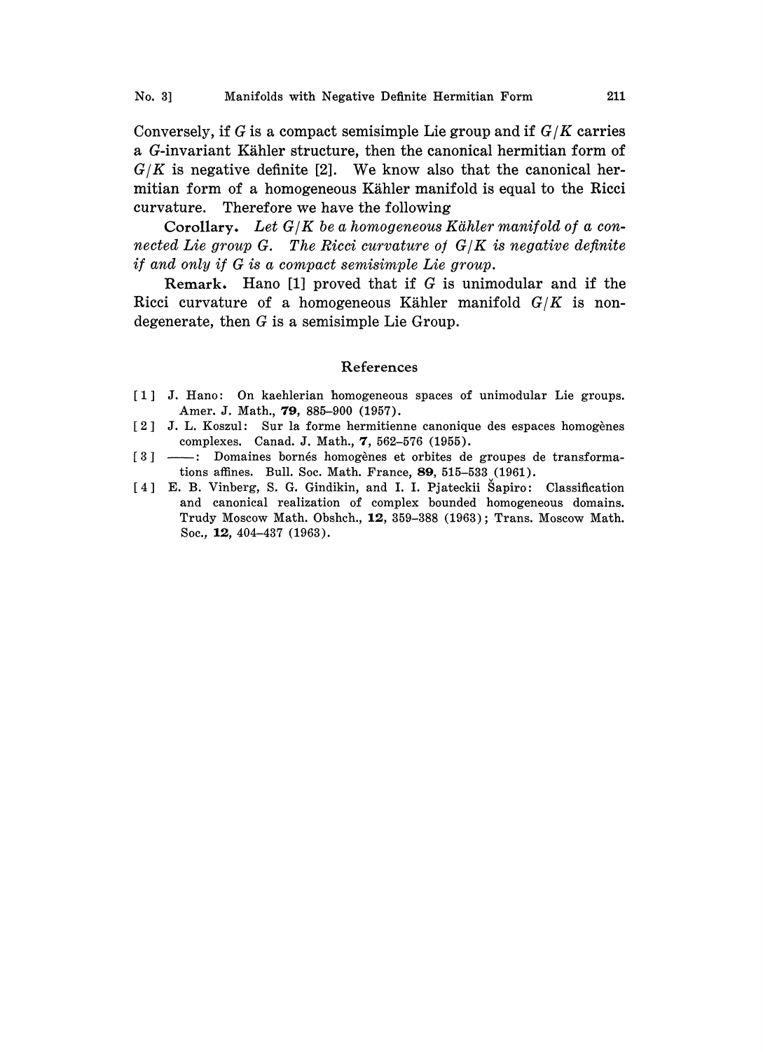Conversely, if $G$ is a compact semisimple Lie group and if $G/K$ carries a $G$-invariant Kähler structure, then the canonical hermitian form of $G/K$ is negative definite [2]. We know also that the canonical hermitian form of a homogeneous Kähler manifold is equal to the Ricci curvature. Therefore we have the following

**Corollary.** *Let $G/K$ be a homogeneous Kähler manifold of a connected Lie group $G$. The Ricci curvature of $G/K$ is negative definite if and only if $G$ is a compact semisimple Lie group.*

**Remark.** Hano [1] proved that if $G$ is unimodular and if the Ricci curvature of a homogeneous Kähler manifold $G/K$ is non-degenerate, then $G$ is a semisimple Lie Group.

## References

[1] J. Hano: On kaehlerian homogeneous spaces of unimodular Lie groups. Amer. J. Math., **79**, 885–900 (1957).

[2] J. L. Koszul: Sur la forme hermitienne canonique des espaces homogènes complexes. Canad. J. Math., **7**, 562–576 (1955).

[3] ——: Domaines bornés homogènes et orbites de groupes de transformations affines. Bull. Soc. Math. France, **89**, 515–533 (1961).

[4] E. B. Vinberg, S. G. Gindikin, and I. I. Pjateckii Šapiro: Classification and canonical realization of complex bounded homogeneous domains. Trudy Moscow Math. Obshch., **12**, 359–388 (1963); Trans. Moscow Math. Soc., **12**, 404–437 (1963).